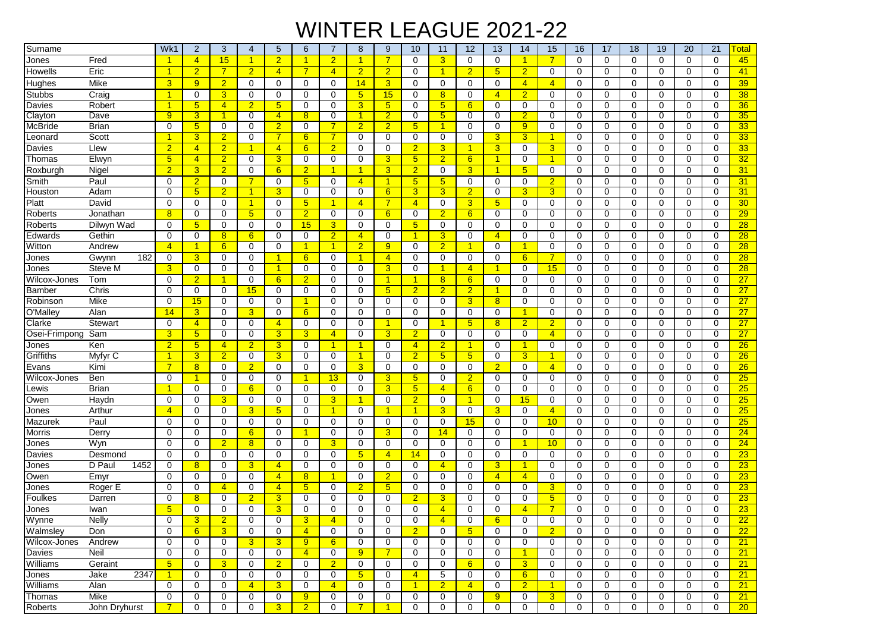# WINTER LEAGUE 2021-22

| Surname | | Wk1 | 2 | 3 | 4 | 5 | 6 | 7 | 8 | 9 | 10 | 11 | 12 | 13 | 14 | 15 | 16 | 17 | 18 | 19 | 20 | 21 | Total |
|---|---|---|---|---|---|---|---|---|---|---|---|---|---|---|---|---|---|---|---|---|---|---|---|
| Jones | Fred | 1 | 4 | 15 | 1 | 2 | 1 | 2 | 1 | 7 | 0 | 3 | 0 | 0 | 1 | 7 | 0 | 0 | 0 | 0 | 0 | 0 | 45 |
| Howells | Eric | 1 | 2 | 7 | 2 | 4 | 7 | 4 | 2 | 2 | 0 | 1 | 2 | 5 | 2 | 0 | 0 | 0 | 0 | 0 | 0 | 0 | 41 |
| Hughes | Mike | 3 | 9 | 2 | 0 | 0 | 0 | 0 | 14 | 3 | 0 | 0 | 0 | 0 | 4 | 4 | 0 | 0 | 0 | 0 | 0 | 0 | 39 |
| Stubbs | Craig | 1 | 0 | 3 | 0 | 0 | 0 | 0 | 5 | 15 | 0 | 8 | 0 | 4 | 2 | 0 | 0 | 0 | 0 | 0 | 0 | 0 | 38 |
| Davies | Robert | 1 | 5 | 4 | 2 | 5 | 0 | 0 | 3 | 5 | 0 | 5 | 6 | 0 | 0 | 0 | 0 | 0 | 0 | 0 | 0 | 0 | 36 |
| Clayton | Dave | 9 | 3 | 1 | 0 | 4 | 8 | 0 | 1 | 2 | 0 | 5 | 0 | 0 | 2 | 0 | 0 | 0 | 0 | 0 | 0 | 0 | 35 |
| McBride | Brian | 0 | 5 | 0 | 0 | 2 | 0 | 7 | 2 | 2 | 5 | 1 | 0 | 0 | 9 | 0 | 0 | 0 | 0 | 0 | 0 | 0 | 33 |
| Leonard | Scott | 1 | 3 | 2 | 0 | 7 | 6 | 7 | 0 | 0 | 0 | 0 | 0 | 3 | 3 | 1 | 0 | 0 | 0 | 0 | 0 | 0 | 33 |
| Davies | Llew | 2 | 4 | 2 | 1 | 4 | 6 | 2 | 0 | 0 | 2 | 3 | 1 | 3 | 0 | 3 | 0 | 0 | 0 | 0 | 0 | 0 | 33 |
| Thomas | Elwyn | 5 | 4 | 2 | 0 | 3 | 0 | 0 | 0 | 3 | 5 | 2 | 6 | 1 | 0 | 1 | 0 | 0 | 0 | 0 | 0 | 0 | 32 |
| Roxburgh | Nigel | 2 | 3 | 2 | 0 | 6 | 2 | 1 | 1 | 3 | 2 | 0 | 3 | 1 | 5 | 0 | 0 | 0 | 0 | 0 | 0 | 0 | 31 |
| Smith | Paul | 0 | 2 | 0 | 7 | 0 | 5 | 0 | 4 | 1 | 5 | 5 | 0 | 0 | 0 | 2 | 0 | 0 | 0 | 0 | 0 | 0 | 31 |
| Houston | Adam | 0 | 5 | 2 | 1 | 3 | 0 | 0 | 0 | 6 | 3 | 3 | 2 | 0 | 3 | 3 | 0 | 0 | 0 | 0 | 0 | 0 | 31 |
| Platt | David | 0 | 0 | 0 | 1 | 0 | 5 | 1 | 4 | 7 | 4 | 0 | 3 | 5 | 0 | 0 | 0 | 0 | 0 | 0 | 0 | 0 | 30 |
| Roberts | Jonathan | 8 | 0 | 0 | 5 | 0 | 2 | 0 | 0 | 6 | 0 | 2 | 6 | 0 | 0 | 0 | 0 | 0 | 0 | 0 | 0 | 0 | 29 |
| Roberts | Dilwyn Wad | 0 | 5 | 0 | 0 | 0 | 15 | 3 | 0 | 0 | 5 | 0 | 0 | 0 | 0 | 0 | 0 | 0 | 0 | 0 | 0 | 0 | 28 |
| Edwards | Gethin | 0 | 0 | 8 | 6 | 0 | 0 | 2 | 4 | 0 | 1 | 3 | 0 | 4 | 0 | 0 | 0 | 0 | 0 | 0 | 0 | 0 | 28 |
| Witton | Andrew | 4 | 1 | 6 | 0 | 0 | 1 | 1 | 2 | 9 | 0 | 2 | 1 | 0 | 1 | 0 | 0 | 0 | 0 | 0 | 0 | 0 | 28 |
| Jones | Gwynn 182 | 0 | 3 | 0 | 0 | 1 | 6 | 0 | 1 | 4 | 0 | 0 | 0 | 0 | 6 | 7 | 0 | 0 | 0 | 0 | 0 | 0 | 28 |
| Jones | Steve M | 3 | 0 | 0 | 0 | 1 | 0 | 0 | 0 | 3 | 0 | 1 | 4 | 1 | 0 | 15 | 0 | 0 | 0 | 0 | 0 | 0 | 28 |
| Wilcox-Jones | Tom | 0 | 2 | 1 | 0 | 6 | 2 | 0 | 0 | 1 | 1 | 8 | 6 | 0 | 0 | 0 | 0 | 0 | 0 | 0 | 0 | 0 | 27 |
| Bamber | Chris | 0 | 0 | 0 | 15 | 0 | 0 | 0 | 0 | 5 | 2 | 2 | 2 | 1 | 0 | 0 | 0 | 0 | 0 | 0 | 0 | 0 | 27 |
| Robinson | Mike | 0 | 15 | 0 | 0 | 0 | 1 | 0 | 0 | 0 | 0 | 0 | 3 | 8 | 0 | 0 | 0 | 0 | 0 | 0 | 0 | 0 | 27 |
| O'Malley | Alan | 14 | 3 | 0 | 3 | 0 | 6 | 0 | 0 | 0 | 0 | 0 | 0 | 0 | 1 | 0 | 0 | 0 | 0 | 0 | 0 | 0 | 27 |
| Clarke | Stewart | 0 | 4 | 0 | 0 | 4 | 0 | 0 | 0 | 1 | 0 | 1 | 5 | 8 | 2 | 2 | 0 | 0 | 0 | 0 | 0 | 0 | 27 |
| Osei-Frimpong | Sam | 3 | 5 | 0 | 0 | 3 | 3 | 4 | 0 | 3 | 2 | 0 | 0 | 0 | 0 | 4 | 0 | 0 | 0 | 0 | 0 | 0 | 27 |
| Jones | Ken | 2 | 5 | 4 | 2 | 3 | 0 | 1 | 1 | 0 | 4 | 2 | 1 | 0 | 1 | 0 | 0 | 0 | 0 | 0 | 0 | 0 | 26 |
| Griffiths | Myfyr C | 1 | 3 | 2 | 0 | 3 | 0 | 0 | 1 | 0 | 2 | 5 | 5 | 0 | 3 | 1 | 0 | 0 | 0 | 0 | 0 | 0 | 26 |
| Evans | Kimi | 7 | 8 | 0 | 2 | 0 | 0 | 0 | 3 | 0 | 0 | 0 | 0 | 2 | 0 | 4 | 0 | 0 | 0 | 0 | 0 | 0 | 26 |
| Wilcox-Jones | Ben | 0 | 1 | 0 | 0 | 0 | 1 | 13 | 0 | 3 | 5 | 0 | 2 | 0 | 0 | 0 | 0 | 0 | 0 | 0 | 0 | 0 | 25 |
| Lewis | Brian | 1 | 0 | 0 | 6 | 0 | 0 | 0 | 0 | 3 | 5 | 4 | 6 | 0 | 0 | 0 | 0 | 0 | 0 | 0 | 0 | 0 | 25 |
| Owen | Haydn | 0 | 0 | 3 | 0 | 0 | 0 | 3 | 1 | 0 | 2 | 0 | 1 | 0 | 15 | 0 | 0 | 0 | 0 | 0 | 0 | 0 | 25 |
| Jones | Arthur | 4 | 0 | 0 | 3 | 5 | 0 | 1 | 0 | 1 | 1 | 3 | 0 | 3 | 0 | 4 | 0 | 0 | 0 | 0 | 0 | 0 | 25 |
| Mazurek | Paul | 0 | 0 | 0 | 0 | 0 | 0 | 0 | 0 | 0 | 0 | 0 | 15 | 0 | 0 | 10 | 0 | 0 | 0 | 0 | 0 | 0 | 25 |
| Morris | Derry | 0 | 0 | 0 | 6 | 0 | 1 | 0 | 0 | 3 | 0 | 14 | 0 | 0 | 0 | 0 | 0 | 0 | 0 | 0 | 0 | 0 | 24 |
| Jones | Wyn | 0 | 0 | 2 | 8 | 0 | 0 | 3 | 0 | 0 | 0 | 0 | 0 | 0 | 1 | 10 | 0 | 0 | 0 | 0 | 0 | 0 | 24 |
| Davies | Desmond | 0 | 0 | 0 | 0 | 0 | 0 | 0 | 5 | 4 | 14 | 0 | 0 | 0 | 0 | 0 | 0 | 0 | 0 | 0 | 0 | 0 | 23 |
| Jones | D Paul 1452 | 0 | 8 | 0 | 3 | 4 | 0 | 0 | 0 | 0 | 0 | 4 | 0 | 3 | 1 | 0 | 0 | 0 | 0 | 0 | 0 | 0 | 23 |
| Owen | Emyr | 0 | 0 | 0 | 0 | 4 | 8 | 1 | 0 | 2 | 0 | 0 | 0 | 4 | 4 | 0 | 0 | 0 | 0 | 0 | 0 | 0 | 23 |
| Jones | Roger E | 0 | 0 | 4 | 0 | 4 | 5 | 0 | 2 | 5 | 0 | 0 | 0 | 0 | 0 | 3 | 0 | 0 | 0 | 0 | 0 | 0 | 23 |
| Foulkes | Darren | 0 | 8 | 0 | 2 | 3 | 0 | 0 | 0 | 0 | 2 | 3 | 0 | 0 | 0 | 5 | 0 | 0 | 0 | 0 | 0 | 0 | 23 |
| Jones | Iwan | 5 | 0 | 0 | 0 | 3 | 0 | 0 | 0 | 0 | 0 | 4 | 0 | 0 | 4 | 7 | 0 | 0 | 0 | 0 | 0 | 0 | 23 |
| Wynne | Nelly | 0 | 3 | 2 | 0 | 0 | 3 | 4 | 0 | 0 | 0 | 4 | 0 | 6 | 0 | 0 | 0 | 0 | 0 | 0 | 0 | 0 | 22 |
| Walmsley | Don | 0 | 6 | 3 | 0 | 0 | 4 | 0 | 0 | 0 | 2 | 0 | 5 | 0 | 0 | 2 | 0 | 0 | 0 | 0 | 0 | 0 | 22 |
| Wilcox-Jones | Andrew | 0 | 0 | 0 | 3 | 3 | 9 | 6 | 0 | 0 | 0 | 0 | 0 | 0 | 0 | 0 | 0 | 0 | 0 | 0 | 0 | 0 | 21 |
| Davies | Neil | 0 | 0 | 0 | 0 | 0 | 4 | 0 | 9 | 7 | 0 | 0 | 0 | 0 | 1 | 0 | 0 | 0 | 0 | 0 | 0 | 0 | 21 |
| Williams | Geraint | 5 | 0 | 3 | 0 | 2 | 0 | 2 | 0 | 0 | 0 | 0 | 6 | 0 | 3 | 0 | 0 | 0 | 0 | 0 | 0 | 0 | 21 |
| Jones | Jake 2347 | 1 | 0 | 0 | 0 | 0 | 0 | 0 | 5 | 0 | 4 | 5 | 0 | 0 | 6 | 0 | 0 | 0 | 0 | 0 | 0 | 0 | 21 |
| Williams | Alan | 0 | 0 | 0 | 4 | 3 | 0 | 4 | 0 | 0 | 1 | 2 | 4 | 0 | 2 | 1 | 0 | 0 | 0 | 0 | 0 | 0 | 21 |
| Thomas | Mike | 0 | 0 | 0 | 0 | 0 | 9 | 0 | 0 | 0 | 0 | 0 | 0 | 9 | 0 | 3 | 0 | 0 | 0 | 0 | 0 | 0 | 21 |
| Roberts | John Dryhurst | 7 | 0 | 0 | 0 | 3 | 2 | 0 | 7 | 1 | 0 | 0 | 0 | 0 | 0 | 0 | 0 | 0 | 0 | 0 | 0 | 0 | 20 |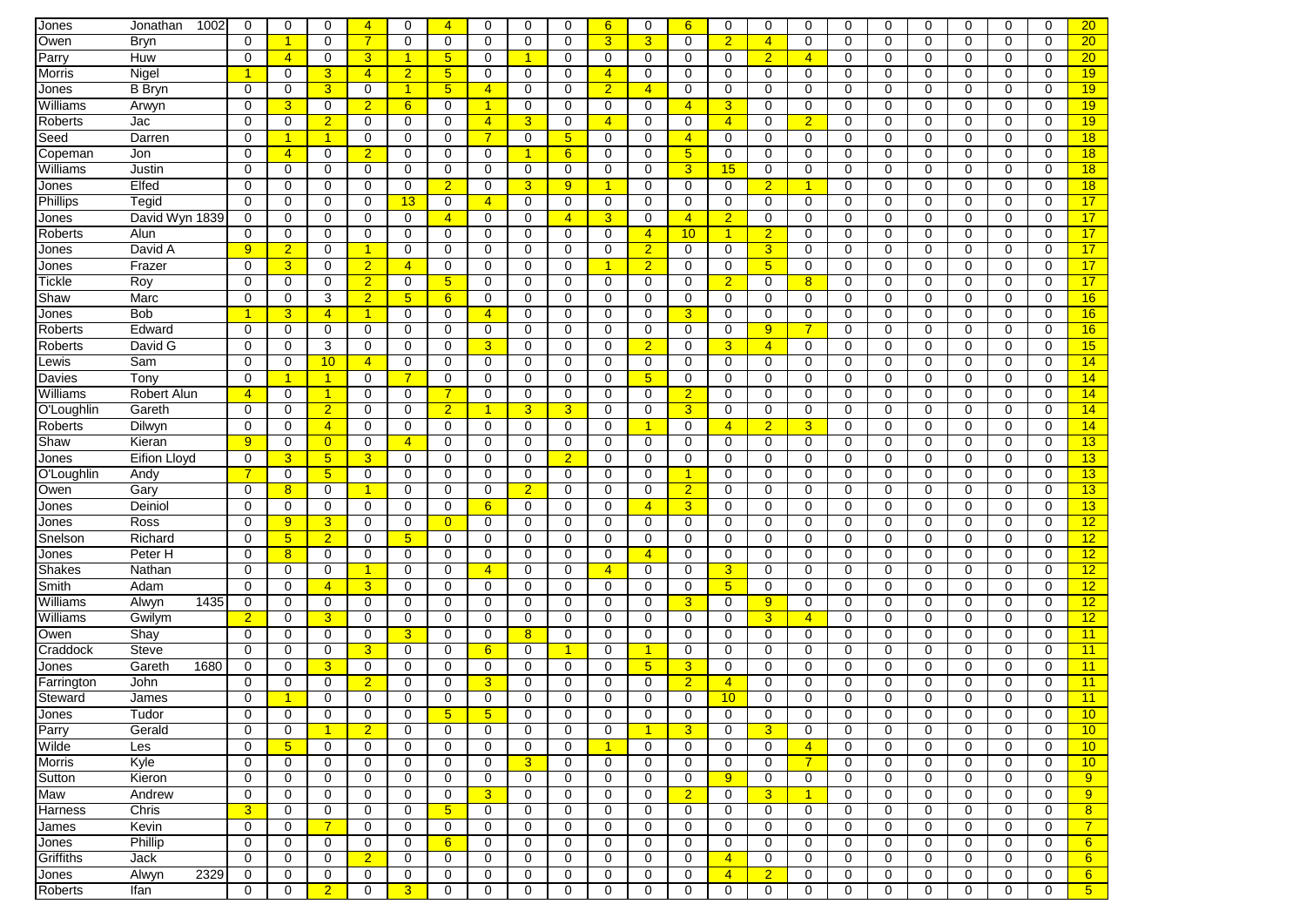| | | | | | | | | | | | | | | | | | | | | | | | |
|---|---|---|---|---|---|---|---|---|---|---|---|---|---|---|---|---|---|---|---|---|---|---|---|
| Jones | Jonathan 1002 | 0 | 0 | 0 | 4 | 0 | 4 | 0 | 0 | 0 | 6 | 0 | 6 | 0 | 0 | 0 | 0 | 0 | 0 | 0 | 0 | 0 | 20 |
| Owen | Bryn | 0 | 1 | 0 | 7 | 0 | 0 | 0 | 0 | 0 | 3 | 3 | 0 | 2 | 4 | 0 | 0 | 0 | 0 | 0 | 0 | 0 | 20 |
| Parry | Huw | 0 | 4 | 0 | 3 | 1 | 5 | 0 | 1 | 0 | 0 | 0 | 0 | 0 | 2 | 4 | 0 | 0 | 0 | 0 | 0 | 0 | 20 |
| Morris | Nigel | 1 | 0 | 3 | 4 | 2 | 5 | 0 | 0 | 0 | 4 | 0 | 0 | 0 | 0 | 0 | 0 | 0 | 0 | 0 | 0 | 0 | 19 |
| Jones | B Bryn | 0 | 0 | 3 | 0 | 1 | 5 | 4 | 0 | 0 | 2 | 4 | 0 | 0 | 0 | 0 | 0 | 0 | 0 | 0 | 0 | 0 | 19 |
| Williams | Arwyn | 0 | 3 | 0 | 2 | 6 | 0 | 1 | 0 | 0 | 0 | 0 | 4 | 3 | 0 | 0 | 0 | 0 | 0 | 0 | 0 | 0 | 19 |
| Roberts | Jac | 0 | 0 | 2 | 0 | 0 | 0 | 4 | 3 | 0 | 4 | 0 | 0 | 4 | 0 | 2 | 0 | 0 | 0 | 0 | 0 | 0 | 19 |
| Seed | Darren | 0 | 1 | 1 | 0 | 0 | 0 | 7 | 0 | 5 | 0 | 0 | 4 | 0 | 0 | 0 | 0 | 0 | 0 | 0 | 0 | 0 | 18 |
| Copeman | Jon | 0 | 4 | 0 | 2 | 0 | 0 | 0 | 1 | 6 | 0 | 0 | 5 | 0 | 0 | 0 | 0 | 0 | 0 | 0 | 0 | 0 | 18 |
| Williams | Justin | 0 | 0 | 0 | 0 | 0 | 0 | 0 | 0 | 0 | 0 | 0 | 3 | 15 | 0 | 0 | 0 | 0 | 0 | 0 | 0 | 0 | 18 |
| Jones | Elfed | 0 | 0 | 0 | 0 | 0 | 2 | 0 | 3 | 9 | 1 | 0 | 0 | 0 | 2 | 1 | 0 | 0 | 0 | 0 | 0 | 0 | 18 |
| Phillips | Tegid | 0 | 0 | 0 | 0 | 13 | 0 | 4 | 0 | 0 | 0 | 0 | 0 | 0 | 0 | 0 | 0 | 0 | 0 | 0 | 0 | 0 | 17 |
| Jones | David Wyn 1839 | 0 | 0 | 0 | 0 | 0 | 4 | 0 | 0 | 4 | 3 | 0 | 4 | 2 | 0 | 0 | 0 | 0 | 0 | 0 | 0 | 0 | 17 |
| Roberts | Alun | 0 | 0 | 0 | 0 | 0 | 0 | 0 | 0 | 0 | 0 | 4 | 10 | 1 | 2 | 0 | 0 | 0 | 0 | 0 | 0 | 0 | 17 |
| Jones | David A | 9 | 2 | 0 | 1 | 0 | 0 | 0 | 0 | 0 | 0 | 2 | 0 | 0 | 3 | 0 | 0 | 0 | 0 | 0 | 0 | 0 | 17 |
| Jones | Frazer | 0 | 3 | 0 | 2 | 4 | 0 | 0 | 0 | 0 | 1 | 2 | 0 | 0 | 5 | 0 | 0 | 0 | 0 | 0 | 0 | 0 | 17 |
| Tickle | Roy | 0 | 0 | 0 | 2 | 0 | 5 | 0 | 0 | 0 | 0 | 0 | 0 | 2 | 0 | 8 | 0 | 0 | 0 | 0 | 0 | 0 | 17 |
| Shaw | Marc | 0 | 0 | 3 | 2 | 5 | 6 | 0 | 0 | 0 | 0 | 0 | 0 | 0 | 0 | 0 | 0 | 0 | 0 | 0 | 0 | 0 | 16 |
| Jones | Bob | 1 | 3 | 4 | 1 | 0 | 0 | 4 | 0 | 0 | 0 | 0 | 3 | 0 | 0 | 0 | 0 | 0 | 0 | 0 | 0 | 0 | 16 |
| Roberts | Edward | 0 | 0 | 0 | 0 | 0 | 0 | 0 | 0 | 0 | 0 | 0 | 0 | 0 | 9 | 7 | 0 | 0 | 0 | 0 | 0 | 0 | 16 |
| Roberts | David G | 0 | 0 | 3 | 0 | 0 | 0 | 3 | 0 | 0 | 0 | 2 | 0 | 3 | 4 | 0 | 0 | 0 | 0 | 0 | 0 | 0 | 15 |
| Lewis | Sam | 0 | 0 | 10 | 4 | 0 | 0 | 0 | 0 | 0 | 0 | 0 | 0 | 0 | 0 | 0 | 0 | 0 | 0 | 0 | 0 | 0 | 14 |
| Davies | Tony | 0 | 1 | 1 | 0 | 7 | 0 | 0 | 0 | 0 | 0 | 5 | 0 | 0 | 0 | 0 | 0 | 0 | 0 | 0 | 0 | 0 | 14 |
| Williams | Robert Alun | 4 | 0 | 1 | 0 | 0 | 7 | 0 | 0 | 0 | 0 | 0 | 2 | 0 | 0 | 0 | 0 | 0 | 0 | 0 | 0 | 0 | 14 |
| O'Loughlin | Gareth | 0 | 0 | 2 | 0 | 0 | 2 | 1 | 3 | 3 | 0 | 0 | 3 | 0 | 0 | 0 | 0 | 0 | 0 | 0 | 0 | 0 | 14 |
| Roberts | Dilwyn | 0 | 0 | 4 | 0 | 0 | 0 | 0 | 0 | 0 | 0 | 1 | 0 | 4 | 2 | 3 | 0 | 0 | 0 | 0 | 0 | 0 | 14 |
| Shaw | Kieran | 9 | 0 | 0 | 0 | 4 | 0 | 0 | 0 | 0 | 0 | 0 | 0 | 0 | 0 | 0 | 0 | 0 | 0 | 0 | 0 | 0 | 13 |
| Jones | Eifion Lloyd | 0 | 3 | 5 | 3 | 0 | 0 | 0 | 0 | 2 | 0 | 0 | 0 | 0 | 0 | 0 | 0 | 0 | 0 | 0 | 0 | 0 | 13 |
| O'Loughlin | Andy | 7 | 0 | 5 | 0 | 0 | 0 | 0 | 0 | 0 | 0 | 0 | 1 | 0 | 0 | 0 | 0 | 0 | 0 | 0 | 0 | 0 | 13 |
| Owen | Gary | 0 | 8 | 0 | 1 | 0 | 0 | 0 | 2 | 0 | 0 | 0 | 2 | 0 | 0 | 0 | 0 | 0 | 0 | 0 | 0 | 0 | 13 |
| Jones | Deiniol | 0 | 0 | 0 | 0 | 0 | 0 | 6 | 0 | 0 | 0 | 4 | 3 | 0 | 0 | 0 | 0 | 0 | 0 | 0 | 0 | 0 | 13 |
| Jones | Ross | 0 | 9 | 3 | 0 | 0 | 0 | 0 | 0 | 0 | 0 | 0 | 0 | 0 | 0 | 0 | 0 | 0 | 0 | 0 | 0 | 0 | 12 |
| Snelson | Richard | 0 | 5 | 2 | 0 | 5 | 0 | 0 | 0 | 0 | 0 | 0 | 0 | 0 | 0 | 0 | 0 | 0 | 0 | 0 | 0 | 0 | 12 |
| Jones | Peter H | 0 | 8 | 0 | 0 | 0 | 0 | 0 | 0 | 0 | 0 | 4 | 0 | 0 | 0 | 0 | 0 | 0 | 0 | 0 | 0 | 0 | 12 |
| Shakes | Nathan | 0 | 0 | 0 | 1 | 0 | 0 | 4 | 0 | 0 | 4 | 0 | 0 | 3 | 0 | 0 | 0 | 0 | 0 | 0 | 0 | 0 | 12 |
| Smith | Adam | 0 | 0 | 4 | 3 | 0 | 0 | 0 | 0 | 0 | 0 | 0 | 0 | 5 | 0 | 0 | 0 | 0 | 0 | 0 | 0 | 0 | 12 |
| Williams | Alwyn 1435 | 0 | 0 | 0 | 0 | 0 | 0 | 0 | 0 | 0 | 0 | 0 | 3 | 0 | 9 | 0 | 0 | 0 | 0 | 0 | 0 | 0 | 12 |
| Williams | Gwilym | 2 | 0 | 3 | 0 | 0 | 0 | 0 | 0 | 0 | 0 | 0 | 0 | 0 | 3 | 4 | 0 | 0 | 0 | 0 | 0 | 0 | 12 |
| Owen | Shay | 0 | 0 | 0 | 0 | 3 | 0 | 0 | 8 | 0 | 0 | 0 | 0 | 0 | 0 | 0 | 0 | 0 | 0 | 0 | 0 | 0 | 11 |
| Craddock | Steve | 0 | 0 | 0 | 3 | 0 | 0 | 6 | 0 | 1 | 0 | 1 | 0 | 0 | 0 | 0 | 0 | 0 | 0 | 0 | 0 | 0 | 11 |
| Jones | Gareth 1680 | 0 | 0 | 3 | 0 | 0 | 0 | 0 | 0 | 0 | 0 | 5 | 3 | 0 | 0 | 0 | 0 | 0 | 0 | 0 | 0 | 0 | 11 |
| Farrington | John | 0 | 0 | 0 | 2 | 0 | 0 | 3 | 0 | 0 | 0 | 0 | 2 | 4 | 0 | 0 | 0 | 0 | 0 | 0 | 0 | 0 | 11 |
| Steward | James | 0 | 1 | 0 | 0 | 0 | 0 | 0 | 0 | 0 | 0 | 0 | 0 | 10 | 0 | 0 | 0 | 0 | 0 | 0 | 0 | 0 | 11 |
| Jones | Tudor | 0 | 0 | 0 | 0 | 0 | 5 | 5 | 0 | 0 | 0 | 0 | 0 | 0 | 0 | 0 | 0 | 0 | 0 | 0 | 0 | 0 | 10 |
| Parry | Gerald | 0 | 0 | 1 | 2 | 0 | 0 | 0 | 0 | 0 | 0 | 1 | 3 | 0 | 3 | 0 | 0 | 0 | 0 | 0 | 0 | 0 | 10 |
| Wilde | Les | 0 | 5 | 0 | 0 | 0 | 0 | 0 | 0 | 0 | 1 | 0 | 0 | 0 | 0 | 4 | 0 | 0 | 0 | 0 | 0 | 0 | 10 |
| Morris | Kyle | 0 | 0 | 0 | 0 | 0 | 0 | 0 | 3 | 0 | 0 | 0 | 0 | 0 | 0 | 7 | 0 | 0 | 0 | 0 | 0 | 0 | 10 |
| Sutton | Kieron | 0 | 0 | 0 | 0 | 0 | 0 | 0 | 0 | 0 | 0 | 0 | 0 | 9 | 0 | 0 | 0 | 0 | 0 | 0 | 0 | 0 | 9 |
| Maw | Andrew | 0 | 0 | 0 | 0 | 0 | 0 | 3 | 0 | 0 | 0 | 0 | 2 | 0 | 3 | 1 | 0 | 0 | 0 | 0 | 0 | 0 | 9 |
| Harness | Chris | 3 | 0 | 0 | 0 | 0 | 5 | 0 | 0 | 0 | 0 | 0 | 0 | 0 | 0 | 0 | 0 | 0 | 0 | 0 | 0 | 0 | 8 |
| James | Kevin | 0 | 0 | 7 | 0 | 0 | 0 | 0 | 0 | 0 | 0 | 0 | 0 | 0 | 0 | 0 | 0 | 0 | 0 | 0 | 0 | 0 | 7 |
| Jones | Phillip | 0 | 0 | 0 | 0 | 0 | 6 | 0 | 0 | 0 | 0 | 0 | 0 | 0 | 0 | 0 | 0 | 0 | 0 | 0 | 0 | 0 | 6 |
| Griffiths | Jack | 0 | 0 | 0 | 2 | 0 | 0 | 0 | 0 | 0 | 0 | 0 | 0 | 4 | 0 | 0 | 0 | 0 | 0 | 0 | 0 | 0 | 6 |
| Jones | Alwyn 2329 | 0 | 0 | 0 | 0 | 0 | 0 | 0 | 0 | 0 | 0 | 0 | 0 | 4 | 2 | 0 | 0 | 0 | 0 | 0 | 0 | 0 | 6 |
| Roberts | Ifan | 0 | 0 | 2 | 0 | 3 | 0 | 0 | 0 | 0 | 0 | 0 | 0 | 0 | 0 | 0 | 0 | 0 | 0 | 0 | 0 | 0 | 5 |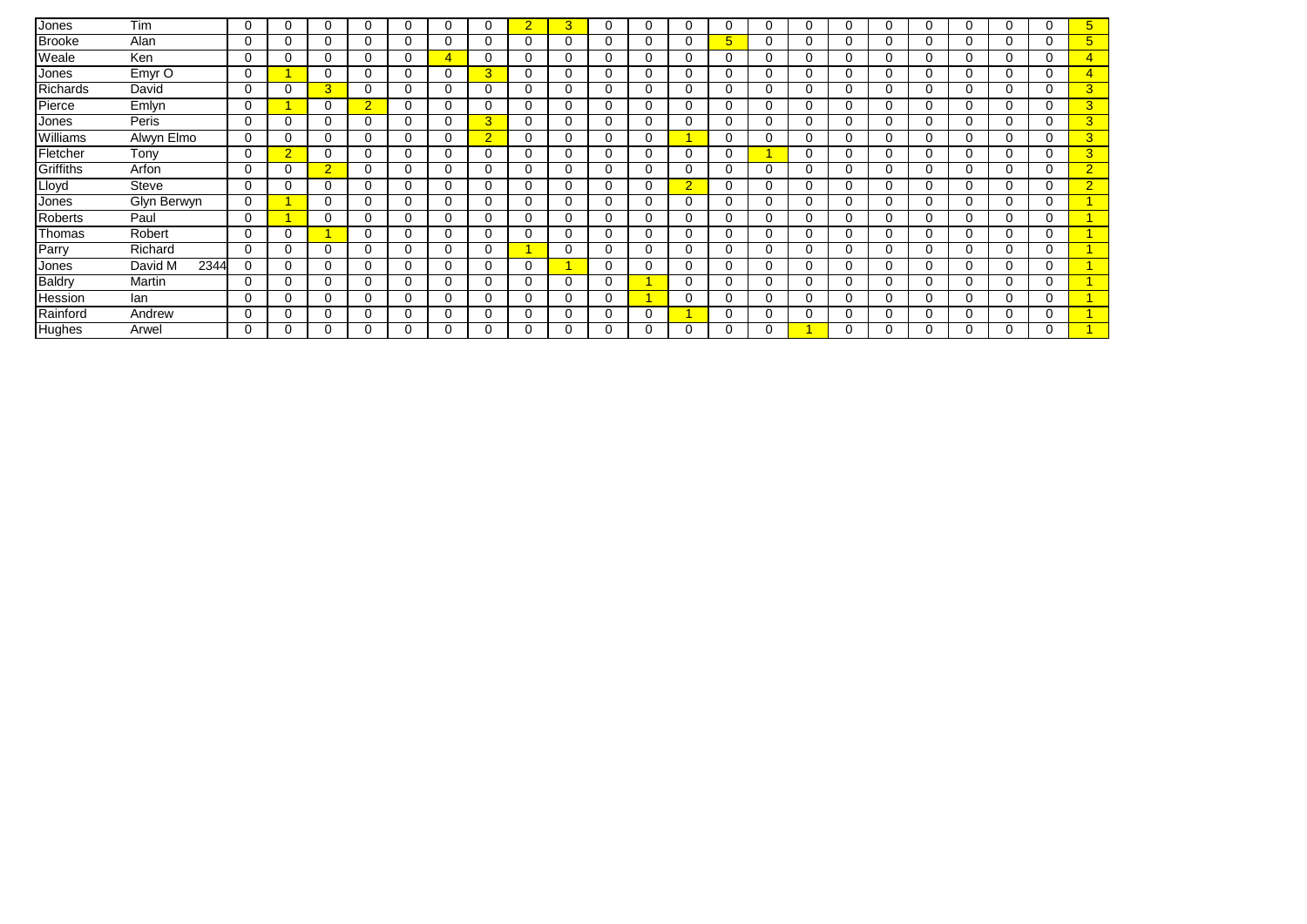| | | | | | | | | | | | | | | | | | | | | | | | | |
|---|---|---|---|---|---|---|---|---|---|---|---|---|---|---|---|---|---|---|---|---|---|---|---|---|
| Jones | Tim | 0 | 0 | 0 | 0 | 0 | 0 | 0 | 2 | 3 | 0 | 0 | 0 | 0 | 0 | 0 | 0 | 0 | 0 | 0 | 0 | 0 | 0 | 5 |
| Brooke | Alan | 0 | 0 | 0 | 0 | 0 | 0 | 0 | 0 | 0 | 0 | 0 | 0 | 5 | 0 | 0 | 0 | 0 | 0 | 0 | 0 | 0 | 0 | 5 |
| Weale | Ken | 0 | 0 | 0 | 0 | 0 | 4 | 0 | 0 | 0 | 0 | 0 | 0 | 0 | 0 | 0 | 0 | 0 | 0 | 0 | 0 | 0 | 0 | 4 |
| Jones | Emyr O | 0 | 1 | 0 | 0 | 0 | 0 | 3 | 0 | 0 | 0 | 0 | 0 | 0 | 0 | 0 | 0 | 0 | 0 | 0 | 0 | 0 | 0 | 4 |
| Richards | David | 0 | 0 | 3 | 0 | 0 | 0 | 0 | 0 | 0 | 0 | 0 | 0 | 0 | 0 | 0 | 0 | 0 | 0 | 0 | 0 | 0 | 0 | 3 |
| Pierce | Emlyn | 0 | 1 | 0 | 2 | 0 | 0 | 0 | 0 | 0 | 0 | 0 | 0 | 0 | 0 | 0 | 0 | 0 | 0 | 0 | 0 | 0 | 0 | 3 |
| Jones | Peris | 0 | 0 | 0 | 0 | 0 | 0 | 3 | 0 | 0 | 0 | 0 | 0 | 0 | 0 | 0 | 0 | 0 | 0 | 0 | 0 | 0 | 0 | 3 |
| Williams | Alwyn Elmo | 0 | 0 | 0 | 0 | 0 | 0 | 2 | 0 | 0 | 0 | 0 | 1 | 0 | 0 | 0 | 0 | 0 | 0 | 0 | 0 | 0 | 0 | 3 |
| Fletcher | Tony | 0 | 2 | 0 | 0 | 0 | 0 | 0 | 0 | 0 | 0 | 0 | 0 | 0 | 1 | 0 | 0 | 0 | 0 | 0 | 0 | 0 | 0 | 3 |
| Griffiths | Arfon | 0 | 0 | 2 | 0 | 0 | 0 | 0 | 0 | 0 | 0 | 0 | 0 | 0 | 0 | 0 | 0 | 0 | 0 | 0 | 0 | 0 | 0 | 2 |
| Lloyd | Steve | 0 | 0 | 0 | 0 | 0 | 0 | 0 | 0 | 0 | 0 | 0 | 2 | 0 | 0 | 0 | 0 | 0 | 0 | 0 | 0 | 0 | 0 | 2 |
| Jones | Glyn Berwyn | 0 | 1 | 0 | 0 | 0 | 0 | 0 | 0 | 0 | 0 | 0 | 0 | 0 | 0 | 0 | 0 | 0 | 0 | 0 | 0 | 0 | 0 | 1 |
| Roberts | Paul | 0 | 1 | 0 | 0 | 0 | 0 | 0 | 0 | 0 | 0 | 0 | 0 | 0 | 0 | 0 | 0 | 0 | 0 | 0 | 0 | 0 | 0 | 1 |
| Thomas | Robert | 0 | 0 | 1 | 0 | 0 | 0 | 0 | 0 | 0 | 0 | 0 | 0 | 0 | 0 | 0 | 0 | 0 | 0 | 0 | 0 | 0 | 0 | 1 |
| Parry | Richard | 0 | 0 | 0 | 0 | 0 | 0 | 0 | 1 | 0 | 0 | 0 | 0 | 0 | 0 | 0 | 0 | 0 | 0 | 0 | 0 | 0 | 0 | 1 |
| Jones | David M 2344 | 0 | 0 | 0 | 0 | 0 | 0 | 0 | 0 | 1 | 0 | 0 | 0 | 0 | 0 | 0 | 0 | 0 | 0 | 0 | 0 | 0 | 0 | 1 |
| Baldry | Martin | 0 | 0 | 0 | 0 | 0 | 0 | 0 | 0 | 0 | 0 | 1 | 0 | 0 | 0 | 0 | 0 | 0 | 0 | 0 | 0 | 0 | 0 | 1 |
| Hession | Ian | 0 | 0 | 0 | 0 | 0 | 0 | 0 | 0 | 0 | 0 | 1 | 0 | 0 | 0 | 0 | 0 | 0 | 0 | 0 | 0 | 0 | 0 | 1 |
| Rainford | Andrew | 0 | 0 | 0 | 0 | 0 | 0 | 0 | 0 | 0 | 0 | 0 | 1 | 0 | 0 | 0 | 0 | 0 | 0 | 0 | 0 | 0 | 0 | 1 |
| Hughes | Arwel | 0 | 0 | 0 | 0 | 0 | 0 | 0 | 0 | 0 | 0 | 0 | 0 | 0 | 0 | 1 | 0 | 0 | 0 | 0 | 0 | 0 | 0 | 1 |